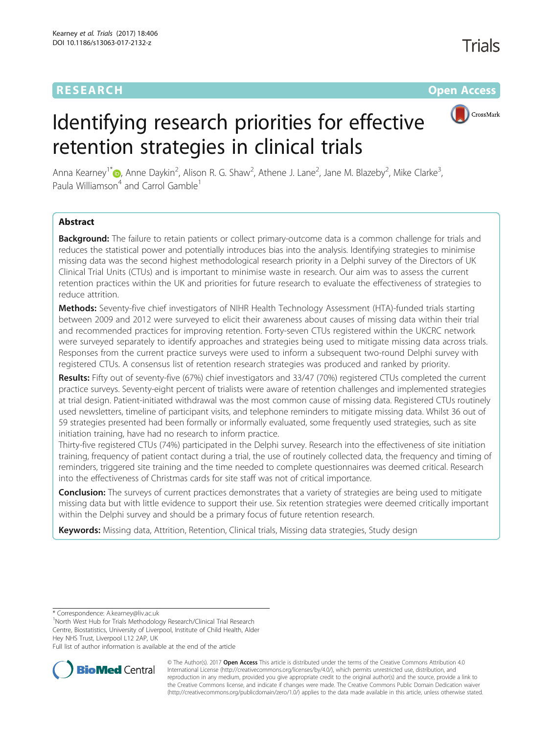RESEARCH Open Access

# Identifying research priorities for effective retention strategies in clinical trials

Anna Kearney[1*], Anne Daykin[2], Alison R. G. Shaw[2], Athene J. Lane[2], Jane M. Blazeby[2], Mike Clarke[3], Paula Williamson[4] and Carrol Gamble[1]

## Abstract

**Background:** The failure to retain patients or collect primary-outcome data is a common challenge for trials and reduces the statistical power and potentially introduces bias into the analysis. Identifying strategies to minimise missing data was the second highest methodological research priority in a Delphi survey of the Directors of UK Clinical Trial Units (CTUs) and is important to minimise waste in research. Our aim was to assess the current retention practices within the UK and priorities for future research to evaluate the effectiveness of strategies to reduce attrition.

**Methods:** Seventy-five chief investigators of NIHR Health Technology Assessment (HTA)-funded trials starting between 2009 and 2012 were surveyed to elicit their awareness about causes of missing data within their trial and recommended practices for improving retention. Forty-seven CTUs registered within the UKCRC network were surveyed separately to identify approaches and strategies being used to mitigate missing data across trials. Responses from the current practice surveys were used to inform a subsequent two-round Delphi survey with registered CTUs. A consensus list of retention research strategies was produced and ranked by priority.

**Results:** Fifty out of seventy-five (67%) chief investigators and 33/47 (70%) registered CTUs completed the current practice surveys. Seventy-eight percent of trialists were aware of retention challenges and implemented strategies at trial design. Patient-initiated withdrawal was the most common cause of missing data. Registered CTUs routinely used newsletters, timeline of participant visits, and telephone reminders to mitigate missing data. Whilst 36 out of 59 strategies presented had been formally or informally evaluated, some frequently used strategies, such as site initiation training, have had no research to inform practice.

Thirty-five registered CTUs (74%) participated in the Delphi survey. Research into the effectiveness of site initiation training, frequency of patient contact during a trial, the use of routinely collected data, the frequency and timing of reminders, triggered site training and the time needed to complete questionnaires was deemed critical. Research into the effectiveness of Christmas cards for site staff was not of critical importance.

**Conclusion:** The surveys of current practices demonstrates that a variety of strategies are being used to mitigate missing data but with little evidence to support their use. Six retention strategies were deemed critically important within the Delphi survey and should be a primary focus of future retention research.

**Keywords:** Missing data, Attrition, Retention, Clinical trials, Missing data strategies, Study design

---

\* Correspondence: A.kearney@liv.ac.uk

[1]North West Hub for Trials Methodology Research/Clinical Trial Research Centre, Biostatistics, University of Liverpool, Institute of Child Health, Alder Hey NHS Trust, Liverpool L12 2AP, UK

Full list of author information is available at the end of the article

© The Author(s). 2017 **Open Access** This article is distributed under the terms of the Creative Commons Attribution 4.0 International License (http://creativecommons.org/licenses/by/4.0/), which permits unrestricted use, distribution, and reproduction in any medium, provided you give appropriate credit to the original author(s) and the source, provide a link to the Creative Commons license, and indicate if changes were made. The Creative Commons Public Domain Dedication waiver (http://creativecommons.org/publicdomain/zero/1.0/) applies to the data made available in this article, unless otherwise stated.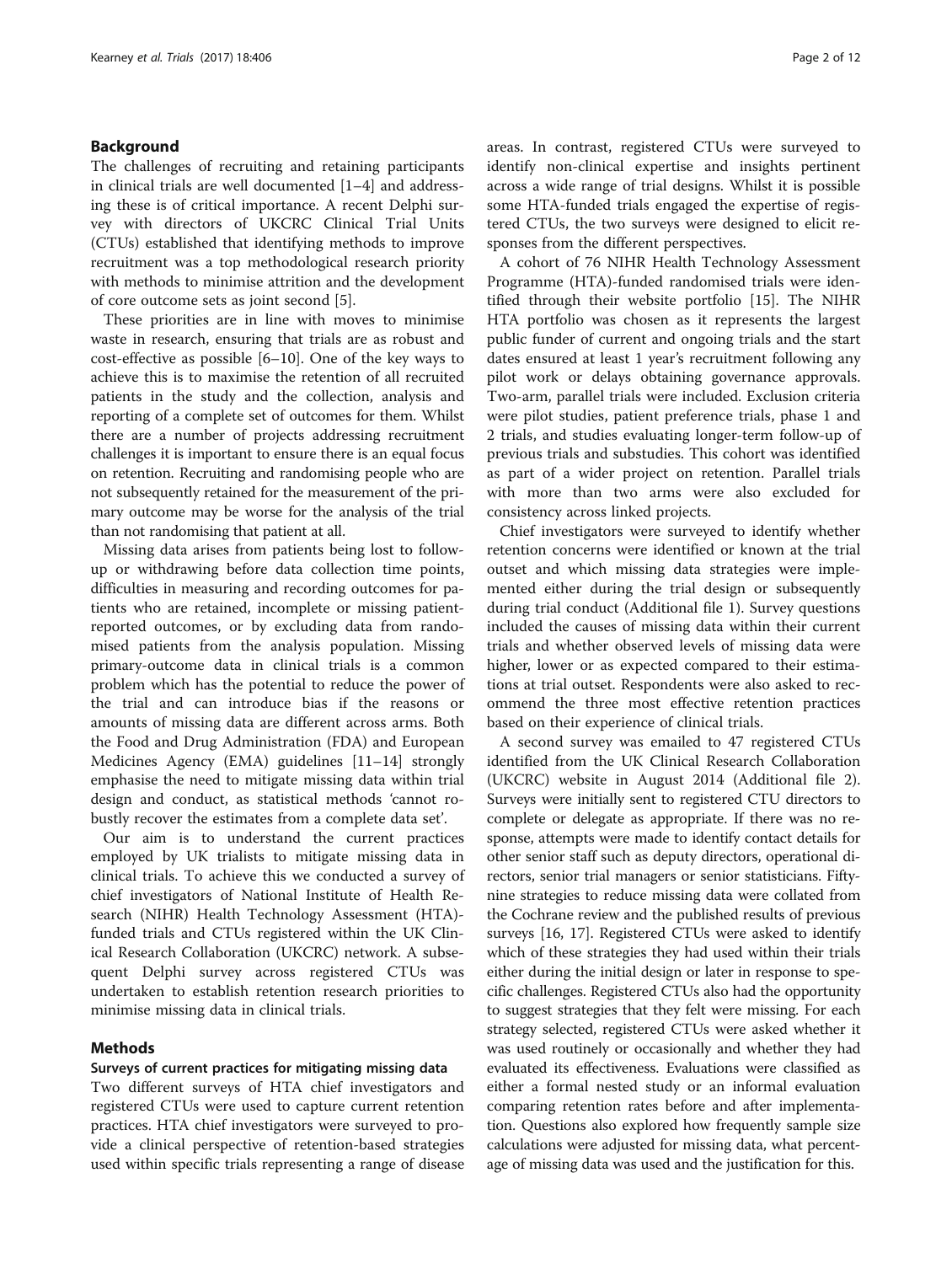## Background

The challenges of recruiting and retaining participants in clinical trials are well documented [1–4] and addressing these is of critical importance. A recent Delphi survey with directors of UKCRC Clinical Trial Units (CTUs) established that identifying methods to improve recruitment was a top methodological research priority with methods to minimise attrition and the development of core outcome sets as joint second [5].

These priorities are in line with moves to minimise waste in research, ensuring that trials are as robust and cost-effective as possible [6–10]. One of the key ways to achieve this is to maximise the retention of all recruited patients in the study and the collection, analysis and reporting of a complete set of outcomes for them. Whilst there are a number of projects addressing recruitment challenges it is important to ensure there is an equal focus on retention. Recruiting and randomising people who are not subsequently retained for the measurement of the primary outcome may be worse for the analysis of the trial than not randomising that patient at all.

Missing data arises from patients being lost to follow-up or withdrawing before data collection time points, difficulties in measuring and recording outcomes for patients who are retained, incomplete or missing patient-reported outcomes, or by excluding data from randomised patients from the analysis population. Missing primary-outcome data in clinical trials is a common problem which has the potential to reduce the power of the trial and can introduce bias if the reasons or amounts of missing data are different across arms. Both the Food and Drug Administration (FDA) and European Medicines Agency (EMA) guidelines [11–14] strongly emphasise the need to mitigate missing data within trial design and conduct, as statistical methods 'cannot robustly recover the estimates from a complete data set'.

Our aim is to understand the current practices employed by UK trialists to mitigate missing data in clinical trials. To achieve this we conducted a survey of chief investigators of National Institute of Health Research (NIHR) Health Technology Assessment (HTA)-funded trials and CTUs registered within the UK Clinical Research Collaboration (UKCRC) network. A subsequent Delphi survey across registered CTUs was undertaken to establish retention research priorities to minimise missing data in clinical trials.

## Methods

### Surveys of current practices for mitigating missing data

Two different surveys of HTA chief investigators and registered CTUs were used to capture current retention practices. HTA chief investigators were surveyed to provide a clinical perspective of retention-based strategies used within specific trials representing a range of disease areas. In contrast, registered CTUs were surveyed to identify non-clinical expertise and insights pertinent across a wide range of trial designs. Whilst it is possible some HTA-funded trials engaged the expertise of registered CTUs, the two surveys were designed to elicit responses from the different perspectives.

A cohort of 76 NIHR Health Technology Assessment Programme (HTA)-funded randomised trials were identified through their website portfolio [15]. The NIHR HTA portfolio was chosen as it represents the largest public funder of current and ongoing trials and the start dates ensured at least 1 year's recruitment following any pilot work or delays obtaining governance approvals. Two-arm, parallel trials were included. Exclusion criteria were pilot studies, patient preference trials, phase 1 and 2 trials, and studies evaluating longer-term follow-up of previous trials and substudies. This cohort was identified as part of a wider project on retention. Parallel trials with more than two arms were also excluded for consistency across linked projects.

Chief investigators were surveyed to identify whether retention concerns were identified or known at the trial outset and which missing data strategies were implemented either during the trial design or subsequently during trial conduct (Additional file 1). Survey questions included the causes of missing data within their current trials and whether observed levels of missing data were higher, lower or as expected compared to their estimations at trial outset. Respondents were also asked to recommend the three most effective retention practices based on their experience of clinical trials.

A second survey was emailed to 47 registered CTUs identified from the UK Clinical Research Collaboration (UKCRC) website in August 2014 (Additional file 2). Surveys were initially sent to registered CTU directors to complete or delegate as appropriate. If there was no response, attempts were made to identify contact details for other senior staff such as deputy directors, operational directors, senior trial managers or senior statisticians. Fifty-nine strategies to reduce missing data were collated from the Cochrane review and the published results of previous surveys [16, 17]. Registered CTUs were asked to identify which of these strategies they had used within their trials either during the initial design or later in response to specific challenges. Registered CTUs also had the opportunity to suggest strategies that they felt were missing. For each strategy selected, registered CTUs were asked whether it was used routinely or occasionally and whether they had evaluated its effectiveness. Evaluations were classified as either a formal nested study or an informal evaluation comparing retention rates before and after implementation. Questions also explored how frequently sample size calculations were adjusted for missing data, what percentage of missing data was used and the justification for this.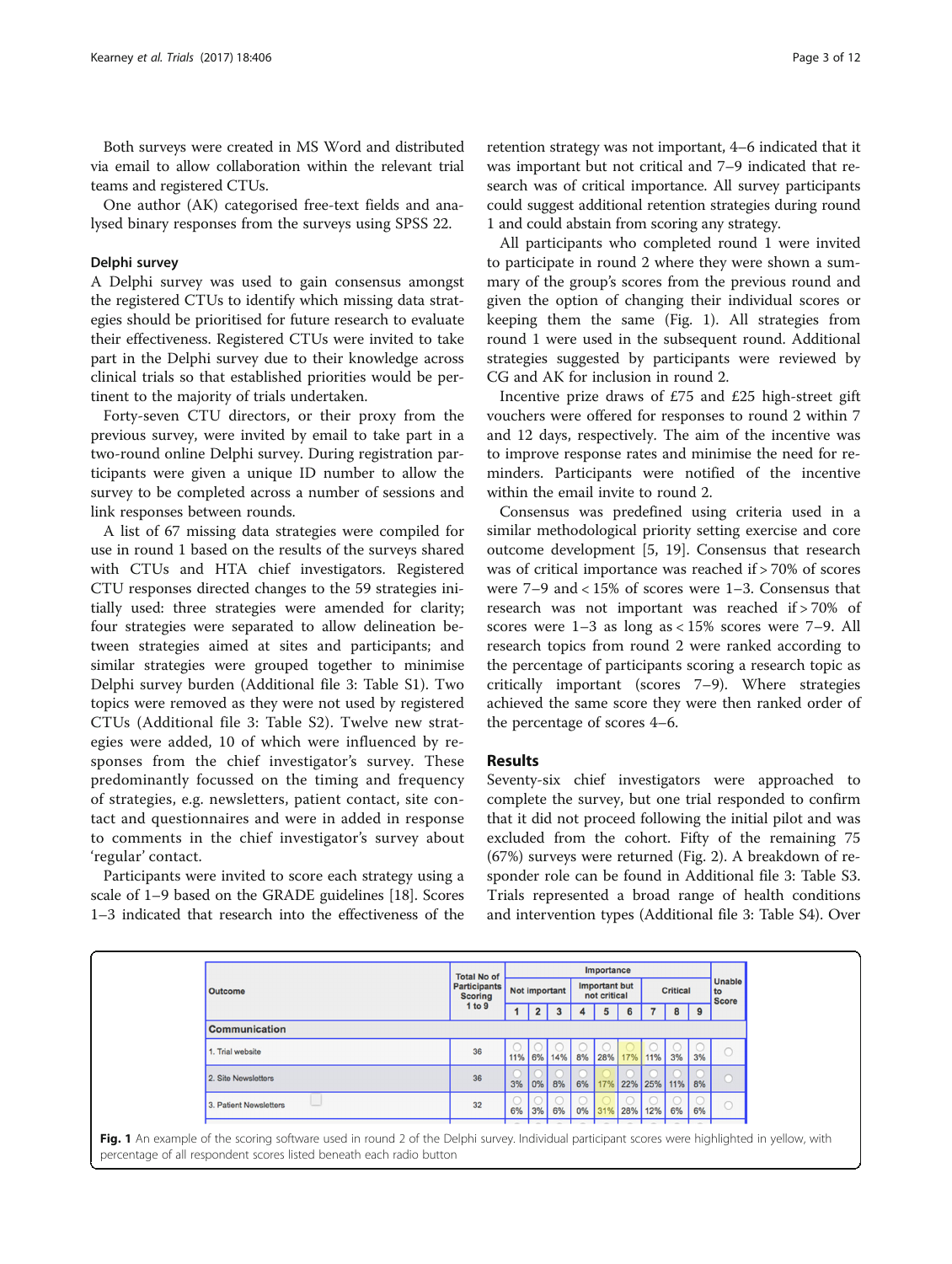Both surveys were created in MS Word and distributed via email to allow collaboration within the relevant trial teams and registered CTUs.

One author (AK) categorised free-text fields and analysed binary responses from the surveys using SPSS 22.

### Delphi survey

A Delphi survey was used to gain consensus amongst the registered CTUs to identify which missing data strategies should be prioritised for future research to evaluate their effectiveness. Registered CTUs were invited to take part in the Delphi survey due to their knowledge across clinical trials so that established priorities would be pertinent to the majority of trials undertaken.

Forty-seven CTU directors, or their proxy from the previous survey, were invited by email to take part in a two-round online Delphi survey. During registration participants were given a unique ID number to allow the survey to be completed across a number of sessions and link responses between rounds.

A list of 67 missing data strategies were compiled for use in round 1 based on the results of the surveys shared with CTUs and HTA chief investigators. Registered CTU responses directed changes to the 59 strategies initially used: three strategies were amended for clarity; four strategies were separated to allow delineation between strategies aimed at sites and participants; and similar strategies were grouped together to minimise Delphi survey burden (Additional file 3: Table S1). Two topics were removed as they were not used by registered CTUs (Additional file 3: Table S2). Twelve new strategies were added, 10 of which were influenced by responses from the chief investigator's survey. These predominantly focussed on the timing and frequency of strategies, e.g. newsletters, patient contact, site contact and questionnaires and were in added in response to comments in the chief investigator's survey about 'regular' contact.

Participants were invited to score each strategy using a scale of 1–9 based on the GRADE guidelines [18]. Scores 1–3 indicated that research into the effectiveness of the retention strategy was not important, 4–6 indicated that it was important but not critical and 7–9 indicated that research was of critical importance. All survey participants could suggest additional retention strategies during round 1 and could abstain from scoring any strategy.

All participants who completed round 1 were invited to participate in round 2 where they were shown a summary of the group's scores from the previous round and given the option of changing their individual scores or keeping them the same (Fig. 1). All strategies from round 1 were used in the subsequent round. Additional strategies suggested by participants were reviewed by CG and AK for inclusion in round 2.

Incentive prize draws of £75 and £25 high-street gift vouchers were offered for responses to round 2 within 7 and 12 days, respectively. The aim of the incentive was to improve response rates and minimise the need for reminders. Participants were notified of the incentive within the email invite to round 2.

Consensus was predefined using criteria used in a similar methodological priority setting exercise and core outcome development [5, 19]. Consensus that research was of critical importance was reached if > 70% of scores were 7–9 and < 15% of scores were 1–3. Consensus that research was not important was reached if > 70% of scores were 1–3 as long as < 15% scores were 7–9. All research topics from round 2 were ranked according to the percentage of participants scoring a research topic as critically important (scores 7–9). Where strategies achieved the same score they were then ranked order of the percentage of scores 4–6.

## Results

Seventy-six chief investigators were approached to complete the survey, but one trial responded to confirm that it did not proceed following the initial pilot and was excluded from the cohort. Fifty of the remaining 75 (67%) surveys were returned (Fig. 2). A breakdown of responder role can be found in Additional file 3: Table S3. Trials represented a broad range of health conditions and intervention types (Additional file 3: Table S4). Over

| Outcome | Total No of Participants Scoring 1 to 9 | Importance | | | | | | | | | Unable to Score |
|---|---|---|---|---|---|---|---|---|---|---|---|
| | | Not important | | | Important but not critical | | | Critical | | | |
| | | 1 | 2 | 3 | 4 | 5 | 6 | 7 | 8 | 9 | |
| **Communication** | | | | | | | | | | | |
| 1. Trial website | 36 | 11% | 6% | 14% | 8% | 28% | 17% | 11% | 3% | 3% | |
| 2. Site Newsletters | 36 | 3% | 0% | 8% | 6% | 17% | 22% | 25% | 11% | 8% | |
| 3. Patient Newsletters | 32 | 6% | 3% | 6% | 0% | 31% | 28% | 12% | 6% | 6% | |

**Fig. 1** An example of the scoring software used in round 2 of the Delphi survey. Individual participant scores were highlighted in yellow, with percentage of all respondent scores listed beneath each radio button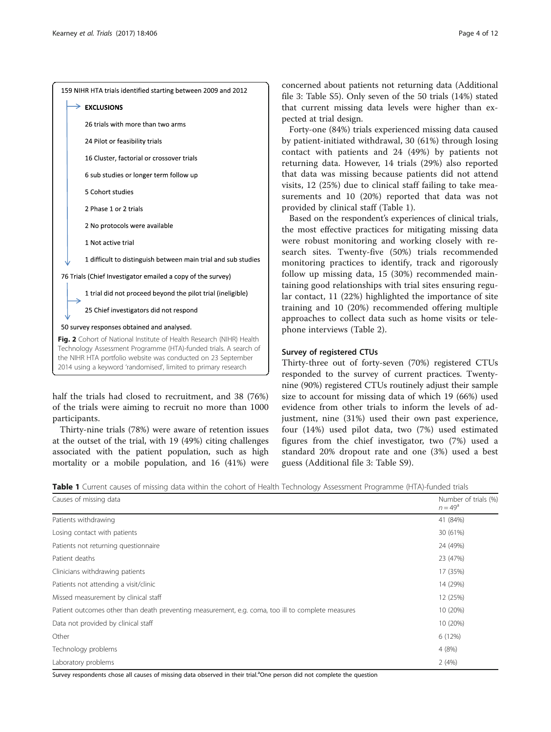159 NIHR HTA trials identified starting between 2009 and 2012

→ **EXCLUSIONS**

- 26 trials with more than two arms
- 24 Pilot or feasibility trials
- 16 Cluster, factorial or crossover trials
- 6 sub studies or longer term follow up
- 5 Cohort studies
- 2 Phase 1 or 2 trials
- 2 No protocols were available
- 1 Not active trial
- 1 difficult to distinguish between main trial and sub studies

76 Trials (Chief Investigator emailed a copy of the survey)

- 1 trial did not proceed beyond the pilot trial (ineligible)
- 25 Chief investigators did not respond

50 survey responses obtained and analysed.

**Fig. 2** Cohort of National Institute of Health Research (NIHR) Health Technology Assessment Programme (HTA)-funded trials. A search of the NIHR HTA portfolio website was conducted on 23 September 2014 using a keyword 'randomised', limited to primary research

half the trials had closed to recruitment, and 38 (76%) of the trials were aiming to recruit no more than 1000 participants.

Thirty-nine trials (78%) were aware of retention issues at the outset of the trial, with 19 (49%) citing challenges associated with the patient population, such as high mortality or a mobile population, and 16 (41%) were concerned about patients not returning data (Additional file 3: Table S5). Only seven of the 50 trials (14%) stated that current missing data levels were higher than expected at trial design.

Forty-one (84%) trials experienced missing data caused by patient-initiated withdrawal, 30 (61%) through losing contact with patients and 24 (49%) by patients not returning data. However, 14 trials (29%) also reported that data was missing because patients did not attend visits, 12 (25%) due to clinical staff failing to take measurements and 10 (20%) reported that data was not provided by clinical staff (Table 1).

Based on the respondent's experiences of clinical trials, the most effective practices for mitigating missing data were robust monitoring and working closely with research sites. Twenty-five (50%) trials recommended monitoring practices to identify, track and rigorously follow up missing data, 15 (30%) recommended maintaining good relationships with trial sites ensuring regular contact, 11 (22%) highlighted the importance of site training and 10 (20%) recommended offering multiple approaches to collect data such as home visits or telephone interviews (Table 2).

### Survey of registered CTUs

Thirty-three out of forty-seven (70%) registered CTUs responded to the survey of current practices. Twenty-nine (90%) registered CTUs routinely adjust their sample size to account for missing data of which 19 (66%) used evidence from other trials to inform the levels of adjustment, nine (31%) used their own past experience, four (14%) used pilot data, two (7%) used estimated figures from the chief investigator, two (7%) used a standard 20% dropout rate and one (3%) used a best guess (Additional file 3: Table S9).

**Table 1** Current causes of missing data within the cohort of Health Technology Assessment Programme (HTA)-funded trials

| Causes of missing data | Number of trials (%) $n = 49$[a] |
|---|---|
| Patients withdrawing | 41 (84%) |
| Losing contact with patients | 30 (61%) |
| Patients not returning questionnaire | 24 (49%) |
| Patient deaths | 23 (47%) |
| Clinicians withdrawing patients | 17 (35%) |
| Patients not attending a visit/clinic | 14 (29%) |
| Missed measurement by clinical staff | 12 (25%) |
| Patient outcomes other than death preventing measurement, e.g. coma, too ill to complete measures | 10 (20%) |
| Data not provided by clinical staff | 10 (20%) |
| Other | 6 (12%) |
| Technology problems | 4 (8%) |
| Laboratory problems | 2 (4%) |

Survey respondents chose all causes of missing data observed in their trial.[a]One person did not complete the question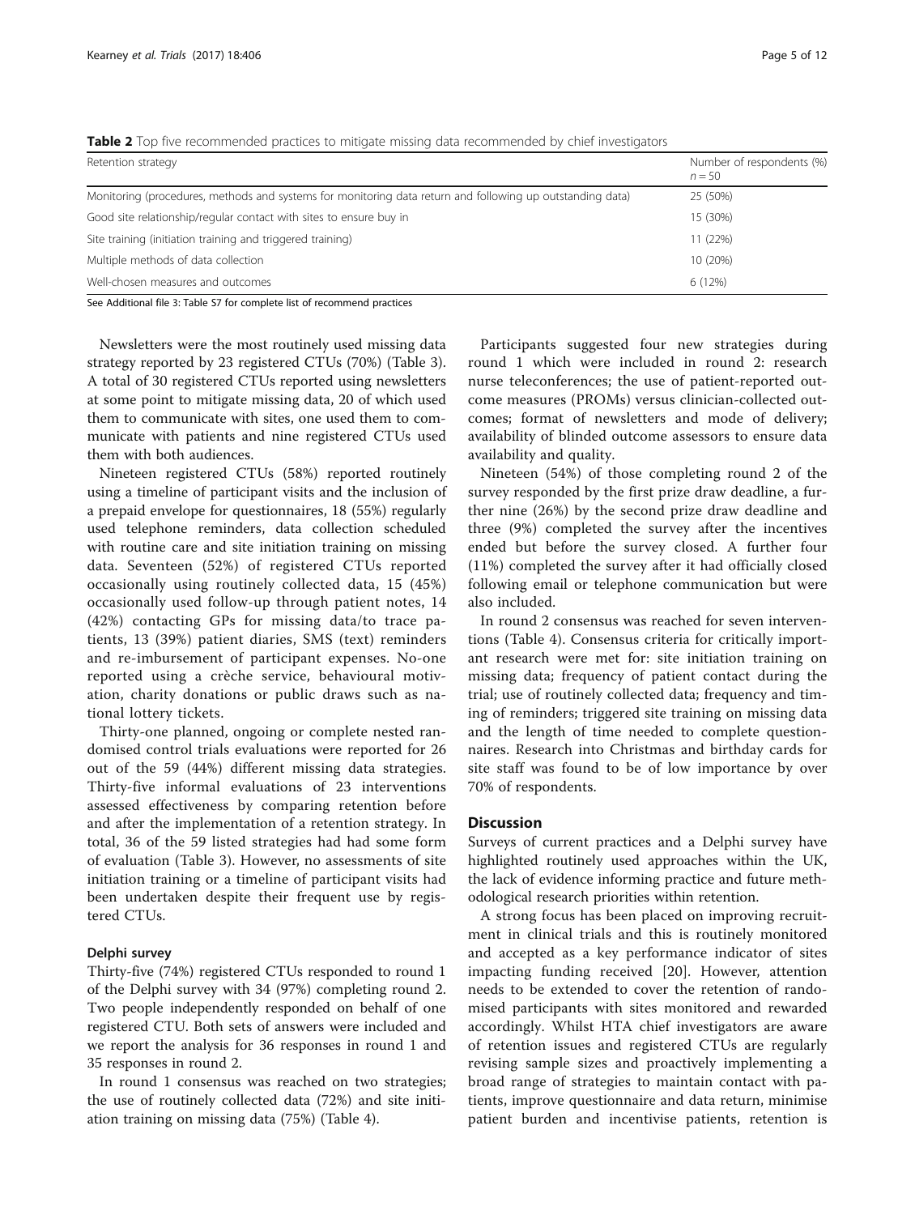**Table 2** Top five recommended practices to mitigate missing data recommended by chief investigators

| Retention strategy | Number of respondents (%) $n = 50$ |
|---|---|
| Monitoring (procedures, methods and systems for monitoring data return and following up outstanding data) | 25 (50%) |
| Good site relationship/regular contact with sites to ensure buy in | 15 (30%) |
| Site training (initiation training and triggered training) | 11 (22%) |
| Multiple methods of data collection | 10 (20%) |
| Well-chosen measures and outcomes | 6 (12%) |

See Additional file 3: Table S7 for complete list of recommend practices

Newsletters were the most routinely used missing data strategy reported by 23 registered CTUs (70%) (Table 3). A total of 30 registered CTUs reported using newsletters at some point to mitigate missing data, 20 of which used them to communicate with sites, one used them to communicate with patients and nine registered CTUs used them with both audiences.

Nineteen registered CTUs (58%) reported routinely using a timeline of participant visits and the inclusion of a prepaid envelope for questionnaires, 18 (55%) regularly used telephone reminders, data collection scheduled with routine care and site initiation training on missing data. Seventeen (52%) of registered CTUs reported occasionally using routinely collected data, 15 (45%) occasionally used follow-up through patient notes, 14 (42%) contacting GPs for missing data/to trace patients, 13 (39%) patient diaries, SMS (text) reminders and re-imbursement of participant expenses. No-one reported using a crèche service, behavioural motivation, charity donations or public draws such as national lottery tickets.

Thirty-one planned, ongoing or complete nested randomised control trials evaluations were reported for 26 out of the 59 (44%) different missing data strategies. Thirty-five informal evaluations of 23 interventions assessed effectiveness by comparing retention before and after the implementation of a retention strategy. In total, 36 of the 59 listed strategies had had some form of evaluation (Table 3). However, no assessments of site initiation training or a timeline of participant visits had been undertaken despite their frequent use by registered CTUs.

### Delphi survey

Thirty-five (74%) registered CTUs responded to round 1 of the Delphi survey with 34 (97%) completing round 2. Two people independently responded on behalf of one registered CTU. Both sets of answers were included and we report the analysis for 36 responses in round 1 and 35 responses in round 2.

In round 1 consensus was reached on two strategies; the use of routinely collected data (72%) and site initiation training on missing data (75%) (Table 4).

Participants suggested four new strategies during round 1 which were included in round 2: research nurse teleconferences; the use of patient-reported outcome measures (PROMs) versus clinician-collected outcomes; format of newsletters and mode of delivery; availability of blinded outcome assessors to ensure data availability and quality.

Nineteen (54%) of those completing round 2 of the survey responded by the first prize draw deadline, a further nine (26%) by the second prize draw deadline and three (9%) completed the survey after the incentives ended but before the survey closed. A further four (11%) completed the survey after it had officially closed following email or telephone communication but were also included.

In round 2 consensus was reached for seven interventions (Table 4). Consensus criteria for critically important research were met for: site initiation training on missing data; frequency of patient contact during the trial; use of routinely collected data; frequency and timing of reminders; triggered site training on missing data and the length of time needed to complete questionnaires. Research into Christmas and birthday cards for site staff was found to be of low importance by over 70% of respondents.

## Discussion

Surveys of current practices and a Delphi survey have highlighted routinely used approaches within the UK, the lack of evidence informing practice and future methodological research priorities within retention.

A strong focus has been placed on improving recruitment in clinical trials and this is routinely monitored and accepted as a key performance indicator of sites impacting funding received [20]. However, attention needs to be extended to cover the retention of randomised participants with sites monitored and rewarded accordingly. Whilst HTA chief investigators are aware of retention issues and registered CTUs are regularly revising sample sizes and proactively implementing a broad range of strategies to maintain contact with patients, improve questionnaire and data return, minimise patient burden and incentivise patients, retention is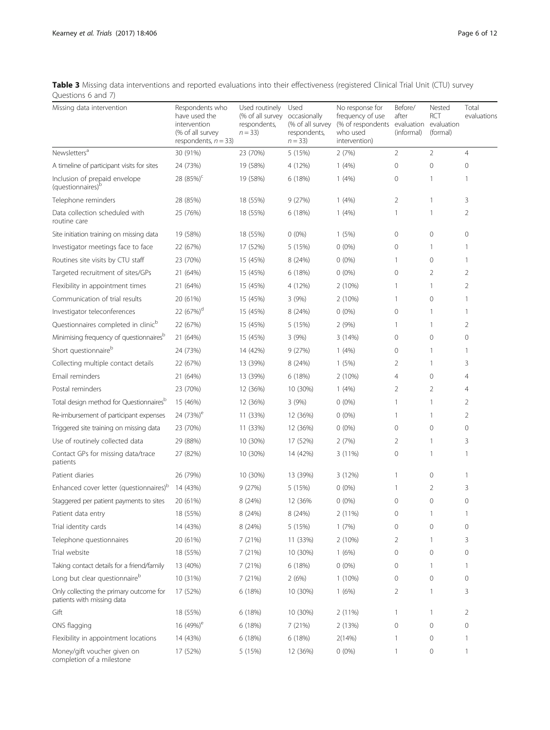**Table 3** Missing data interventions and reported evaluations into their effectiveness (registered Clinical Trial Unit (CTU) survey Questions 6 and 7)

| Missing data intervention | Respondents who have used the intervention (% of all survey respondents, $n = 33$) | Used routinely (% of all survey respondents, $n = 33$) | Used occasionally (% of all survey respondents, $n = 33$) | No response for frequency of use (% of respondents who used intervention) | Before/ after evaluation (informal) | Nested RCT evaluation (formal) | Total evaluations |
|---|---|---|---|---|---|---|---|
| Newsletters[a] | 30 (91%) | 23 (70%) | 5 (15%) | 2 (7%) | 2 | 2 | 4 |
| A timeline of participant visits for sites | 24 (73%) | 19 (58%) | 4 (12%) | 1 (4%) | 0 | 0 | 0 |
| Inclusion of prepaid envelope (questionnaires)[b] | 28 (85%)[c] | 19 (58%) | 6 (18%) | 1 (4%) | 0 | 1 | 1 |
| Telephone reminders | 28 (85%) | 18 (55%) | 9 (27%) | 1 (4%) | 2 | 1 | 3 |
| Data collection scheduled with routine care | 25 (76%) | 18 (55%) | 6 (18%) | 1 (4%) | 1 | 1 | 2 |
| Site initiation training on missing data | 19 (58%) | 18 (55%) | 0 (0%) | 1 (5%) | 0 | 0 | 0 |
| Investigator meetings face to face | 22 (67%) | 17 (52%) | 5 (15%) | 0 (0%) | 0 | 1 | 1 |
| Routines site visits by CTU staff | 23 (70%) | 15 (45%) | 8 (24%) | 0 (0%) | 1 | 0 | 1 |
| Targeted recruitment of sites/GPs | 21 (64%) | 15 (45%) | 6 (18%) | 0 (0%) | 0 | 2 | 2 |
| Flexibility in appointment times | 21 (64%) | 15 (45%) | 4 (12%) | 2 (10%) | 1 | 1 | 2 |
| Communication of trial results | 20 (61%) | 15 (45%) | 3 (9%) | 2 (10%) | 1 | 0 | 1 |
| Investigator teleconferences | 22 (67%)[d] | 15 (45%) | 8 (24%) | 0 (0%) | 0 | 1 | 1 |
| Questionnaires completed in clinic[b] | 22 (67%) | 15 (45%) | 5 (15%) | 2 (9%) | 1 | 1 | 2 |
| Minimising frequency of questionnaires[b] | 21 (64%) | 15 (45%) | 3 (9%) | 3 (14%) | 0 | 0 | 0 |
| Short questionnaire[b] | 24 (73%) | 14 (42%) | 9 (27%) | 1 (4%) | 0 | 1 | 1 |
| Collecting multiple contact details | 22 (67%) | 13 (39%) | 8 (24%) | 1 (5%) | 2 | 1 | 3 |
| Email reminders | 21 (64%) | 13 (39%) | 6 (18%) | 2 (10%) | 4 | 0 | 4 |
| Postal reminders | 23 (70%) | 12 (36%) | 10 (30%) | 1 (4%) | 2 | 2 | 4 |
| Total design method for Questionnaires[b] | 15 (46%) | 12 (36%) | 3 (9%) | 0 (0%) | 1 | 1 | 2 |
| Re-imbursement of participant expenses | 24 (73%)[e] | 11 (33%) | 12 (36%) | 0 (0%) | 1 | 1 | 2 |
| Triggered site training on missing data | 23 (70%) | 11 (33%) | 12 (36%) | 0 (0%) | 0 | 0 | 0 |
| Use of routinely collected data | 29 (88%) | 10 (30%) | 17 (52%) | 2 (7%) | 2 | 1 | 3 |
| Contact GPs for missing data/trace patients | 27 (82%) | 10 (30%) | 14 (42%) | 3 (11%) | 0 | 1 | 1 |
| Patient diaries | 26 (79%) | 10 (30%) | 13 (39%) | 3 (12%) | 1 | 0 | 1 |
| Enhanced cover letter (questionnaires)[b] | 14 (43%) | 9 (27%) | 5 (15%) | 0 (0%) | 1 | 2 | 3 |
| Staggered per patient payments to sites | 20 (61%) | 8 (24%) | 12 (36% | 0 (0%) | 0 | 0 | 0 |
| Patient data entry | 18 (55%) | 8 (24%) | 8 (24%) | 2 (11%) | 0 | 1 | 1 |
| Trial identity cards | 14 (43%) | 8 (24%) | 5 (15%) | 1 (7%) | 0 | 0 | 0 |
| Telephone questionnaires | 20 (61%) | 7 (21%) | 11 (33%) | 2 (10%) | 2 | 1 | 3 |
| Trial website | 18 (55%) | 7 (21%) | 10 (30%) | 1 (6%) | 0 | 0 | 0 |
| Taking contact details for a friend/family | 13 (40%) | 7 (21%) | 6 (18%) | 0 (0%) | 0 | 1 | 1 |
| Long but clear questionnaire[b] | 10 (31%) | 7 (21%) | 2 (6%) | 1 (10%) | 0 | 0 | 0 |
| Only collecting the primary outcome for patients with missing data | 17 (52%) | 6 (18%) | 10 (30%) | 1 (6%) | 2 | 1 | 3 |
| Gift | 18 (55%) | 6 (18%) | 10 (30%) | 2 (11%) | 1 | 1 | 2 |
| ONS flagging | 16 (49%)[e] | 6 (18%) | 7 (21%) | 2 (13%) | 0 | 0 | 0 |
| Flexibility in appointment locations | 14 (43%) | 6 (18%) | 6 (18%) | 2(14%) | 1 | 0 | 1 |
| Money/gift voucher given on completion of a milestone | 17 (52%) | 5 (15%) | 12 (36%) | 0 (0%) | 1 | 0 | 1 |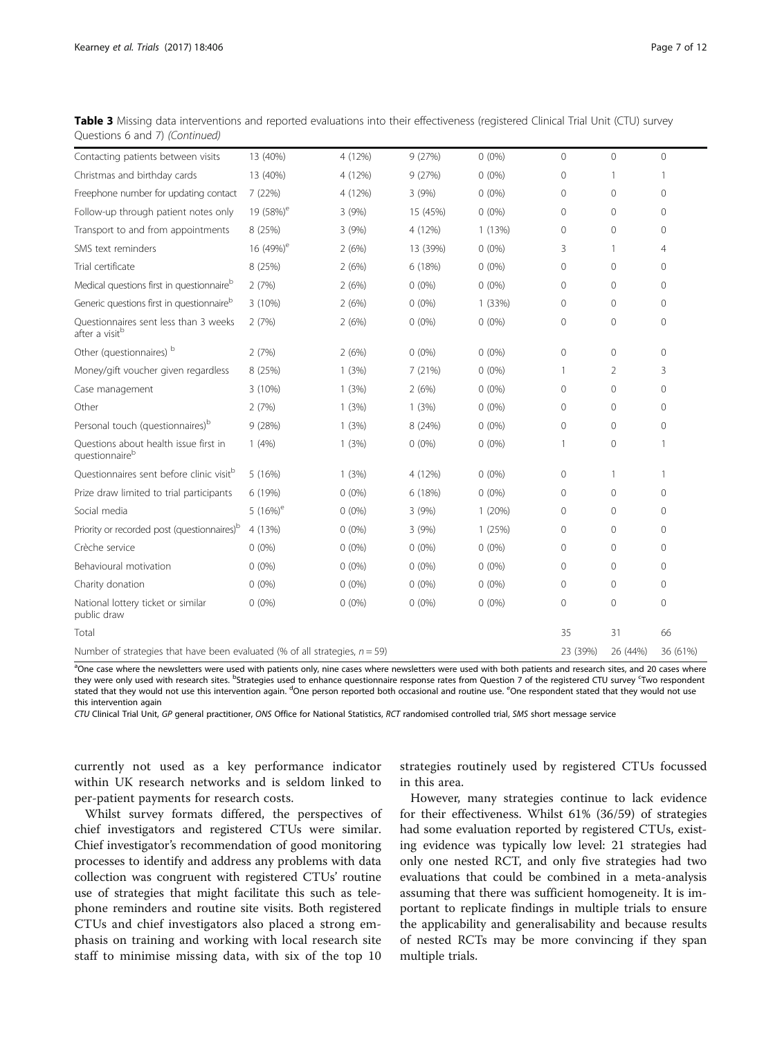**Table 3** Missing data interventions and reported evaluations into their effectiveness (registered Clinical Trial Unit (CTU) survey Questions 6 and 7) *(Continued)*

| | | | | | | | |
|---|---|---|---|---|---|---|---|
| Contacting patients between visits | 13 (40%) | 4 (12%) | 9 (27%) | 0 (0%) | 0 | 0 | 0 |
| Christmas and birthday cards | 13 (40%) | 4 (12%) | 9 (27%) | 0 (0%) | 0 | 1 | 1 |
| Freephone number for updating contact | 7 (22%) | 4 (12%) | 3 (9%) | 0 (0%) | 0 | 0 | 0 |
| Follow-up through patient notes only | 19 (58%)[e] | 3 (9%) | 15 (45%) | 0 (0%) | 0 | 0 | 0 |
| Transport to and from appointments | 8 (25%) | 3 (9%) | 4 (12%) | 1 (13%) | 0 | 0 | 0 |
| SMS text reminders | 16 (49%)[e] | 2 (6%) | 13 (39%) | 0 (0%) | 3 | 1 | 4 |
| Trial certificate | 8 (25%) | 2 (6%) | 6 (18%) | 0 (0%) | 0 | 0 | 0 |
| Medical questions first in questionnaire[b] | 2 (7%) | 2 (6%) | 0 (0%) | 0 (0%) | 0 | 0 | 0 |
| Generic questions first in questionnaire[b] | 3 (10%) | 2 (6%) | 0 (0%) | 1 (33%) | 0 | 0 | 0 |
| Questionnaires sent less than 3 weeks after a visit[b] | 2 (7%) | 2 (6%) | 0 (0%) | 0 (0%) | 0 | 0 | 0 |
| Other (questionnaires) [b] | 2 (7%) | 2 (6%) | 0 (0%) | 0 (0%) | 0 | 0 | 0 |
| Money/gift voucher given regardless | 8 (25%) | 1 (3%) | 7 (21%) | 0 (0%) | 1 | 2 | 3 |
| Case management | 3 (10%) | 1 (3%) | 2 (6%) | 0 (0%) | 0 | 0 | 0 |
| Other | 2 (7%) | 1 (3%) | 1 (3%) | 0 (0%) | 0 | 0 | 0 |
| Personal touch (questionnaires)[b] | 9 (28%) | 1 (3%) | 8 (24%) | 0 (0%) | 0 | 0 | 0 |
| Questions about health issue first in questionnaire[b] | 1 (4%) | 1 (3%) | 0 (0%) | 0 (0%) | 1 | 0 | 1 |
| Questionnaires sent before clinic visit[b] | 5 (16%) | 1 (3%) | 4 (12%) | 0 (0%) | 0 | 1 | 1 |
| Prize draw limited to trial participants | 6 (19%) | 0 (0%) | 6 (18%) | 0 (0%) | 0 | 0 | 0 |
| Social media | 5 (16%)[e] | 0 (0%) | 3 (9%) | 1 (20%) | 0 | 0 | 0 |
| Priority or recorded post (questionnaires)[b] | 4 (13%) | 0 (0%) | 3 (9%) | 1 (25%) | 0 | 0 | 0 |
| Crèche service | 0 (0%) | 0 (0%) | 0 (0%) | 0 (0%) | 0 | 0 | 0 |
| Behavioural motivation | 0 (0%) | 0 (0%) | 0 (0%) | 0 (0%) | 0 | 0 | 0 |
| Charity donation | 0 (0%) | 0 (0%) | 0 (0%) | 0 (0%) | 0 | 0 | 0 |
| National lottery ticket or similar public draw | 0 (0%) | 0 (0%) | 0 (0%) | 0 (0%) | 0 | 0 | 0 |
| Total | | | | | 35 | 31 | 66 |
| Number of strategies that have been evaluated (% of all strategies, $n = 59$) | | | | | 23 (39%) | 26 (44%) | 36 (61%) |

[a]One case where the newsletters were used with patients only, nine cases where newsletters were used with both patients and research sites, and 20 cases where they were only used with research sites. [b]Strategies used to enhance questionnaire response rates from Question 7 of the registered CTU survey [c]Two respondent stated that they would not use this intervention again. [d]One person reported both occasional and routine use. [e]One respondent stated that they would not use this intervention again

*CTU* Clinical Trial Unit, *GP* general practitioner, *ONS* Office for National Statistics, *RCT* randomised controlled trial, *SMS* short message service

currently not used as a key performance indicator within UK research networks and is seldom linked to per-patient payments for research costs.

Whilst survey formats differed, the perspectives of chief investigators and registered CTUs were similar. Chief investigator's recommendation of good monitoring processes to identify and address any problems with data collection was congruent with registered CTUs' routine use of strategies that might facilitate this such as telephone reminders and routine site visits. Both registered CTUs and chief investigators also placed a strong emphasis on training and working with local research site staff to minimise missing data, with six of the top 10 strategies routinely used by registered CTUs focussed in this area.

However, many strategies continue to lack evidence for their effectiveness. Whilst 61% (36/59) of strategies had some evaluation reported by registered CTUs, existing evidence was typically low level: 21 strategies had only one nested RCT, and only five strategies had two evaluations that could be combined in a meta-analysis assuming that there was sufficient homogeneity. It is important to replicate findings in multiple trials to ensure the applicability and generalisability and because results of nested RCTs may be more convincing if they span multiple trials.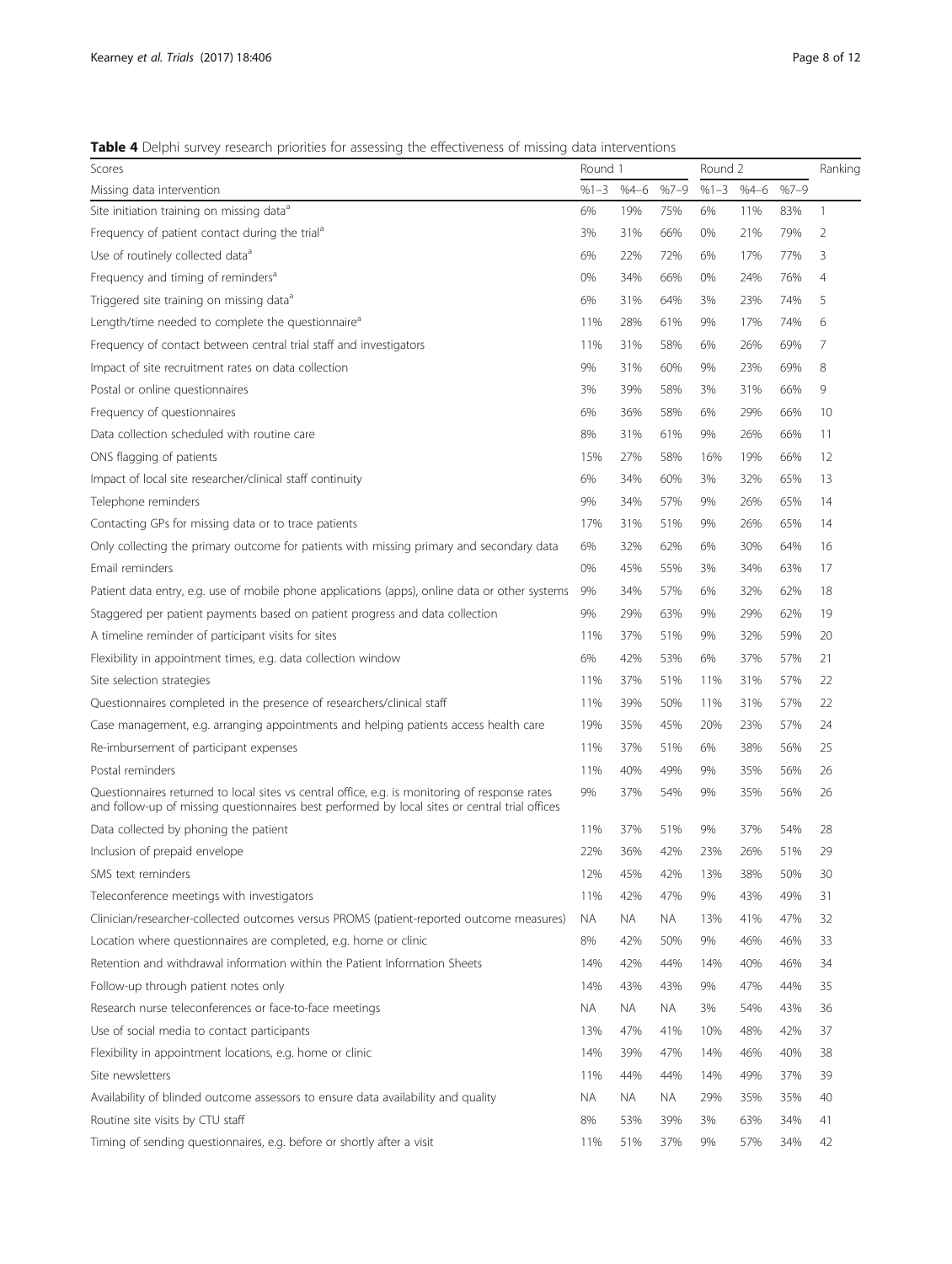**Table 4** Delphi survey research priorities for assessing the effectiveness of missing data interventions

| Scores | Round 1 | | | Round 2 | | | Ranking |
|---|---|---|---|---|---|---|---|
| Missing data intervention | %1–3 | %4–6 | %7–9 | %1–3 | %4–6 | %7–9 | |
| Site initiation training on missing data[a] | 6% | 19% | 75% | 6% | 11% | 83% | 1 |
| Frequency of patient contact during the trial[a] | 3% | 31% | 66% | 0% | 21% | 79% | 2 |
| Use of routinely collected data[a] | 6% | 22% | 72% | 6% | 17% | 77% | 3 |
| Frequency and timing of reminders[a] | 0% | 34% | 66% | 0% | 24% | 76% | 4 |
| Triggered site training on missing data[a] | 6% | 31% | 64% | 3% | 23% | 74% | 5 |
| Length/time needed to complete the questionnaire[a] | 11% | 28% | 61% | 9% | 17% | 74% | 6 |
| Frequency of contact between central trial staff and investigators | 11% | 31% | 58% | 6% | 26% | 69% | 7 |
| Impact of site recruitment rates on data collection | 9% | 31% | 60% | 9% | 23% | 69% | 8 |
| Postal or online questionnaires | 3% | 39% | 58% | 3% | 31% | 66% | 9 |
| Frequency of questionnaires | 6% | 36% | 58% | 6% | 29% | 66% | 10 |
| Data collection scheduled with routine care | 8% | 31% | 61% | 9% | 26% | 66% | 11 |
| ONS flagging of patients | 15% | 27% | 58% | 16% | 19% | 66% | 12 |
| Impact of local site researcher/clinical staff continuity | 6% | 34% | 60% | 3% | 32% | 65% | 13 |
| Telephone reminders | 9% | 34% | 57% | 9% | 26% | 65% | 14 |
| Contacting GPs for missing data or to trace patients | 17% | 31% | 51% | 9% | 26% | 65% | 14 |
| Only collecting the primary outcome for patients with missing primary and secondary data | 6% | 32% | 62% | 6% | 30% | 64% | 16 |
| Email reminders | 0% | 45% | 55% | 3% | 34% | 63% | 17 |
| Patient data entry, e.g. use of mobile phone applications (apps), online data or other systems | 9% | 34% | 57% | 6% | 32% | 62% | 18 |
| Staggered per patient payments based on patient progress and data collection | 9% | 29% | 63% | 9% | 29% | 62% | 19 |
| A timeline reminder of participant visits for sites | 11% | 37% | 51% | 9% | 32% | 59% | 20 |
| Flexibility in appointment times, e.g. data collection window | 6% | 42% | 53% | 6% | 37% | 57% | 21 |
| Site selection strategies | 11% | 37% | 51% | 11% | 31% | 57% | 22 |
| Questionnaires completed in the presence of researchers/clinical staff | 11% | 39% | 50% | 11% | 31% | 57% | 22 |
| Case management, e.g. arranging appointments and helping patients access health care | 19% | 35% | 45% | 20% | 23% | 57% | 24 |
| Re-imbursement of participant expenses | 11% | 37% | 51% | 6% | 38% | 56% | 25 |
| Postal reminders | 11% | 40% | 49% | 9% | 35% | 56% | 26 |
| Questionnaires returned to local sites vs central office, e.g. is monitoring of response rates and follow-up of missing questionnaires best performed by local sites or central trial offices | 9% | 37% | 54% | 9% | 35% | 56% | 26 |
| Data collected by phoning the patient | 11% | 37% | 51% | 9% | 37% | 54% | 28 |
| Inclusion of prepaid envelope | 22% | 36% | 42% | 23% | 26% | 51% | 29 |
| SMS text reminders | 12% | 45% | 42% | 13% | 38% | 50% | 30 |
| Teleconference meetings with investigators | 11% | 42% | 47% | 9% | 43% | 49% | 31 |
| Clinician/researcher-collected outcomes versus PROMS (patient-reported outcome measures) | NA | NA | NA | 13% | 41% | 47% | 32 |
| Location where questionnaires are completed, e.g. home or clinic | 8% | 42% | 50% | 9% | 46% | 46% | 33 |
| Retention and withdrawal information within the Patient Information Sheets | 14% | 42% | 44% | 14% | 40% | 46% | 34 |
| Follow-up through patient notes only | 14% | 43% | 43% | 9% | 47% | 44% | 35 |
| Research nurse teleconferences or face-to-face meetings | NA | NA | NA | 3% | 54% | 43% | 36 |
| Use of social media to contact participants | 13% | 47% | 41% | 10% | 48% | 42% | 37 |
| Flexibility in appointment locations, e.g. home or clinic | 14% | 39% | 47% | 14% | 46% | 40% | 38 |
| Site newsletters | 11% | 44% | 44% | 14% | 49% | 37% | 39 |
| Availability of blinded outcome assessors to ensure data availability and quality | NA | NA | NA | 29% | 35% | 35% | 40 |
| Routine site visits by CTU staff | 8% | 53% | 39% | 3% | 63% | 34% | 41 |
| Timing of sending questionnaires, e.g. before or shortly after a visit | 11% | 51% | 37% | 9% | 57% | 34% | 42 |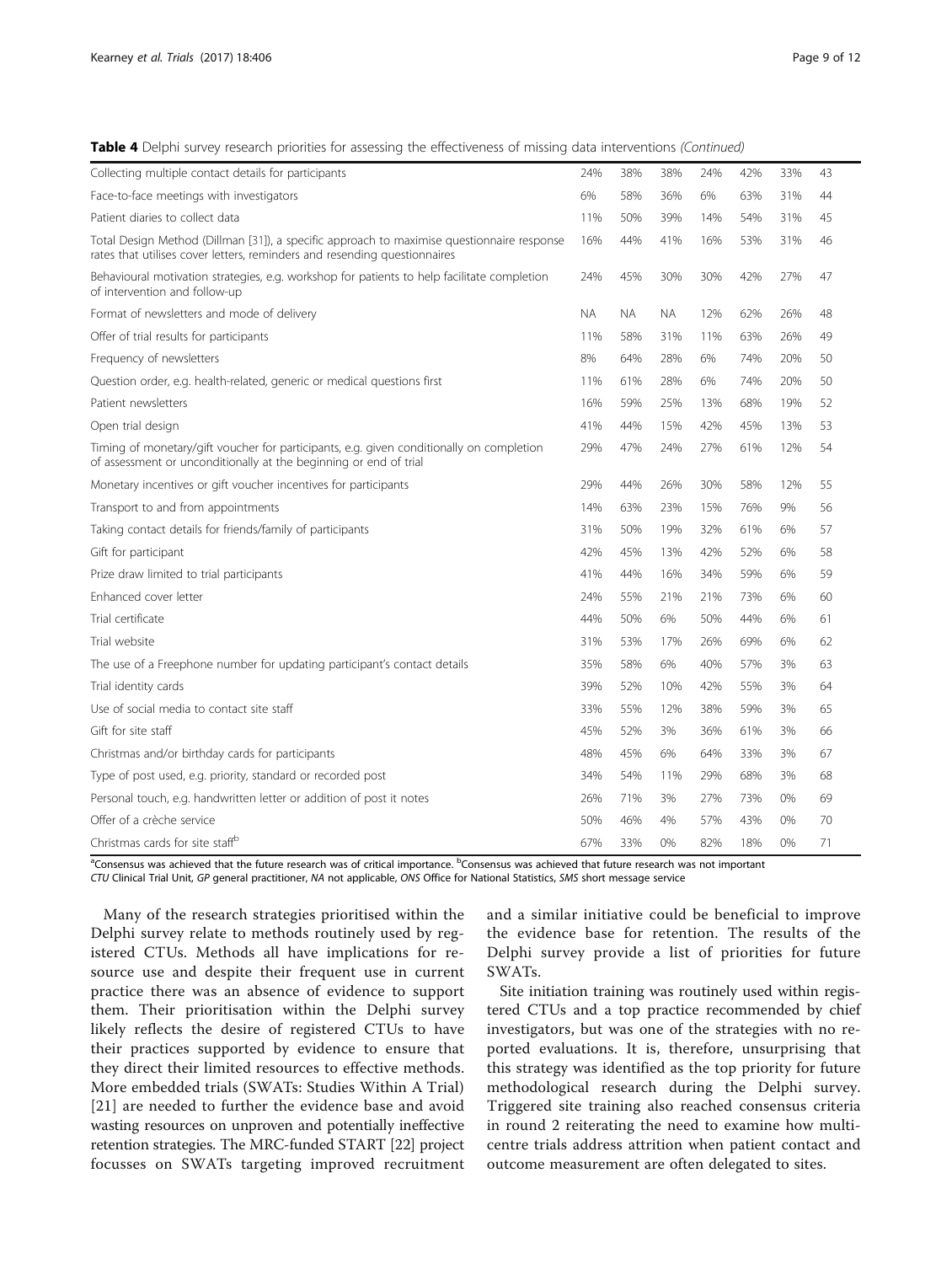**Table 4** Delphi survey research priorities for assessing the effectiveness of missing data interventions *(Continued)*

| | | | | | | | |
|---|---|---|---|---|---|---|---|
| Collecting multiple contact details for participants | 24% | 38% | 38% | 24% | 42% | 33% | 43 |
| Face-to-face meetings with investigators | 6% | 58% | 36% | 6% | 63% | 31% | 44 |
| Patient diaries to collect data | 11% | 50% | 39% | 14% | 54% | 31% | 45 |
| Total Design Method (Dillman [31]), a specific approach to maximise questionnaire response rates that utilises cover letters, reminders and resending questionnaires | 16% | 44% | 41% | 16% | 53% | 31% | 46 |
| Behavioural motivation strategies, e.g. workshop for patients to help facilitate completion of intervention and follow-up | 24% | 45% | 30% | 30% | 42% | 27% | 47 |
| Format of newsletters and mode of delivery | NA | NA | NA | 12% | 62% | 26% | 48 |
| Offer of trial results for participants | 11% | 58% | 31% | 11% | 63% | 26% | 49 |
| Frequency of newsletters | 8% | 64% | 28% | 6% | 74% | 20% | 50 |
| Question order, e.g. health-related, generic or medical questions first | 11% | 61% | 28% | 6% | 74% | 20% | 50 |
| Patient newsletters | 16% | 59% | 25% | 13% | 68% | 19% | 52 |
| Open trial design | 41% | 44% | 15% | 42% | 45% | 13% | 53 |
| Timing of monetary/gift voucher for participants, e.g. given conditionally on completion of assessment or unconditionally at the beginning or end of trial | 29% | 47% | 24% | 27% | 61% | 12% | 54 |
| Monetary incentives or gift voucher incentives for participants | 29% | 44% | 26% | 30% | 58% | 12% | 55 |
| Transport to and from appointments | 14% | 63% | 23% | 15% | 76% | 9% | 56 |
| Taking contact details for friends/family of participants | 31% | 50% | 19% | 32% | 61% | 6% | 57 |
| Gift for participant | 42% | 45% | 13% | 42% | 52% | 6% | 58 |
| Prize draw limited to trial participants | 41% | 44% | 16% | 34% | 59% | 6% | 59 |
| Enhanced cover letter | 24% | 55% | 21% | 21% | 73% | 6% | 60 |
| Trial certificate | 44% | 50% | 6% | 50% | 44% | 6% | 61 |
| Trial website | 31% | 53% | 17% | 26% | 69% | 6% | 62 |
| The use of a Freephone number for updating participant's contact details | 35% | 58% | 6% | 40% | 57% | 3% | 63 |
| Trial identity cards | 39% | 52% | 10% | 42% | 55% | 3% | 64 |
| Use of social media to contact site staff | 33% | 55% | 12% | 38% | 59% | 3% | 65 |
| Gift for site staff | 45% | 52% | 3% | 36% | 61% | 3% | 66 |
| Christmas and/or birthday cards for participants | 48% | 45% | 6% | 64% | 33% | 3% | 67 |
| Type of post used, e.g. priority, standard or recorded post | 34% | 54% | 11% | 29% | 68% | 3% | 68 |
| Personal touch, e.g. handwritten letter or addition of post it notes | 26% | 71% | 3% | 27% | 73% | 0% | 69 |
| Offer of a crèche service | 50% | 46% | 4% | 57% | 43% | 0% | 70 |
| Christmas cards for site staff[b] | 67% | 33% | 0% | 82% | 18% | 0% | 71 |

[a]Consensus was achieved that the future research was of critical importance. [b]Consensus was achieved that future research was not important

*CTU* Clinical Trial Unit, *GP* general practitioner, *NA* not applicable, *ONS* Office for National Statistics, *SMS* short message service

Many of the research strategies prioritised within the Delphi survey relate to methods routinely used by registered CTUs. Methods all have implications for resource use and despite their frequent use in current practice there was an absence of evidence to support them. Their prioritisation within the Delphi survey likely reflects the desire of registered CTUs to have their practices supported by evidence to ensure that they direct their limited resources to effective methods. More embedded trials (SWATs: Studies Within A Trial) [21] are needed to further the evidence base and avoid wasting resources on unproven and potentially ineffective retention strategies. The MRC-funded START [22] project focusses on SWATs targeting improved recruitment and a similar initiative could be beneficial to improve the evidence base for retention. The results of the Delphi survey provide a list of priorities for future SWATs.

Site initiation training was routinely used within registered CTUs and a top practice recommended by chief investigators, but was one of the strategies with no reported evaluations. It is, therefore, unsurprising that this strategy was identified as the top priority for future methodological research during the Delphi survey. Triggered site training also reached consensus criteria in round 2 reiterating the need to examine how multicentre trials address attrition when patient contact and outcome measurement are often delegated to sites.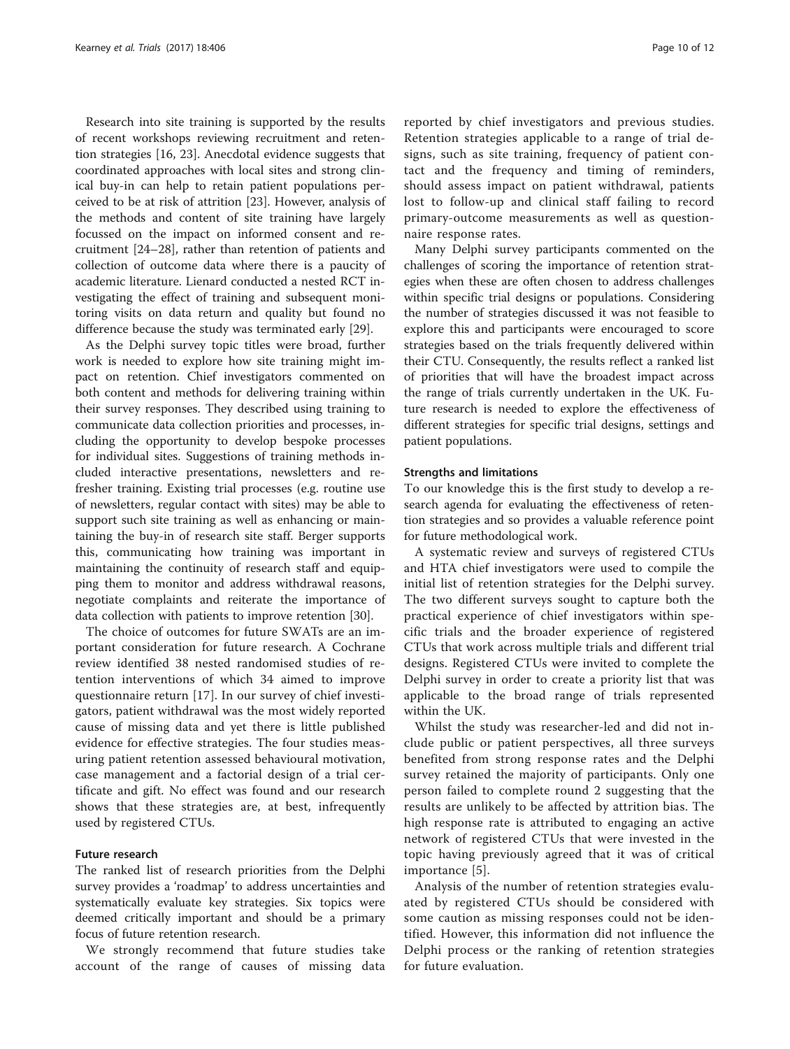Research into site training is supported by the results of recent workshops reviewing recruitment and retention strategies [16, 23]. Anecdotal evidence suggests that coordinated approaches with local sites and strong clinical buy-in can help to retain patient populations perceived to be at risk of attrition [23]. However, analysis of the methods and content of site training have largely focussed on the impact on informed consent and recruitment [24–28], rather than retention of patients and collection of outcome data where there is a paucity of academic literature. Lienard conducted a nested RCT investigating the effect of training and subsequent monitoring visits on data return and quality but found no difference because the study was terminated early [29].

As the Delphi survey topic titles were broad, further work is needed to explore how site training might impact on retention. Chief investigators commented on both content and methods for delivering training within their survey responses. They described using training to communicate data collection priorities and processes, including the opportunity to develop bespoke processes for individual sites. Suggestions of training methods included interactive presentations, newsletters and refresher training. Existing trial processes (e.g. routine use of newsletters, regular contact with sites) may be able to support such site training as well as enhancing or maintaining the buy-in of research site staff. Berger supports this, communicating how training was important in maintaining the continuity of research staff and equipping them to monitor and address withdrawal reasons, negotiate complaints and reiterate the importance of data collection with patients to improve retention [30].

The choice of outcomes for future SWATs are an important consideration for future research. A Cochrane review identified 38 nested randomised studies of retention interventions of which 34 aimed to improve questionnaire return [17]. In our survey of chief investigators, patient withdrawal was the most widely reported cause of missing data and yet there is little published evidence for effective strategies. The four studies measuring patient retention assessed behavioural motivation, case management and a factorial design of a trial certificate and gift. No effect was found and our research shows that these strategies are, at best, infrequently used by registered CTUs.

### Future research

The ranked list of research priorities from the Delphi survey provides a 'roadmap' to address uncertainties and systematically evaluate key strategies. Six topics were deemed critically important and should be a primary focus of future retention research.

We strongly recommend that future studies take account of the range of causes of missing data reported by chief investigators and previous studies. Retention strategies applicable to a range of trial designs, such as site training, frequency of patient contact and the frequency and timing of reminders, should assess impact on patient withdrawal, patients lost to follow-up and clinical staff failing to record primary-outcome measurements as well as questionnaire response rates.

Many Delphi survey participants commented on the challenges of scoring the importance of retention strategies when these are often chosen to address challenges within specific trial designs or populations. Considering the number of strategies discussed it was not feasible to explore this and participants were encouraged to score strategies based on the trials frequently delivered within their CTU. Consequently, the results reflect a ranked list of priorities that will have the broadest impact across the range of trials currently undertaken in the UK. Future research is needed to explore the effectiveness of different strategies for specific trial designs, settings and patient populations.

### Strengths and limitations

To our knowledge this is the first study to develop a research agenda for evaluating the effectiveness of retention strategies and so provides a valuable reference point for future methodological work.

A systematic review and surveys of registered CTUs and HTA chief investigators were used to compile the initial list of retention strategies for the Delphi survey. The two different surveys sought to capture both the practical experience of chief investigators within specific trials and the broader experience of registered CTUs that work across multiple trials and different trial designs. Registered CTUs were invited to complete the Delphi survey in order to create a priority list that was applicable to the broad range of trials represented within the UK.

Whilst the study was researcher-led and did not include public or patient perspectives, all three surveys benefited from strong response rates and the Delphi survey retained the majority of participants. Only one person failed to complete round 2 suggesting that the results are unlikely to be affected by attrition bias. The high response rate is attributed to engaging an active network of registered CTUs that were invested in the topic having previously agreed that it was of critical importance [5].

Analysis of the number of retention strategies evaluated by registered CTUs should be considered with some caution as missing responses could not be identified. However, this information did not influence the Delphi process or the ranking of retention strategies for future evaluation.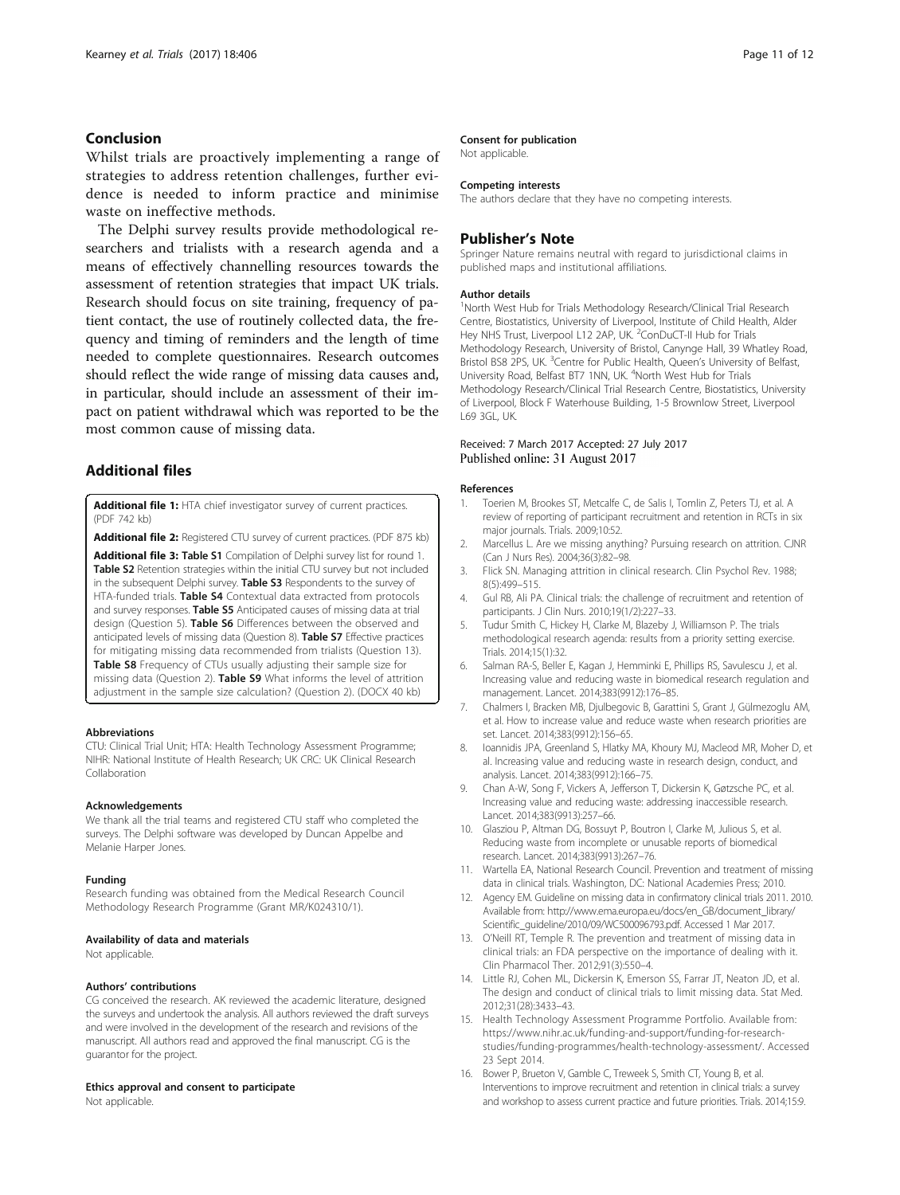## Conclusion

Whilst trials are proactively implementing a range of strategies to address retention challenges, further evidence is needed to inform practice and minimise waste on ineffective methods.

The Delphi survey results provide methodological researchers and trialists with a research agenda and a means of effectively channelling resources towards the assessment of retention strategies that impact UK trials. Research should focus on site training, frequency of patient contact, the use of routinely collected data, the frequency and timing of reminders and the length of time needed to complete questionnaires. Research outcomes should reflect the wide range of missing data causes and, in particular, should include an assessment of their impact on patient withdrawal which was reported to be the most common cause of missing data.

## Additional files

**Additional file 1:** HTA chief investigator survey of current practices. (PDF 742 kb)

**Additional file 2:** Registered CTU survey of current practices. (PDF 875 kb)

**Additional file 3: Table S1** Compilation of Delphi survey list for round 1. **Table S2** Retention strategies within the initial CTU survey but not included in the subsequent Delphi survey. **Table S3** Respondents to the survey of HTA-funded trials. **Table S4** Contextual data extracted from protocols and survey responses. **Table S5** Anticipated causes of missing data at trial design (Question 5). **Table S6** Differences between the observed and anticipated levels of missing data (Question 8). **Table S7** Effective practices for mitigating missing data recommended from trialists (Question 13). **Table S8** Frequency of CTUs usually adjusting their sample size for missing data (Question 2). **Table S9** What informs the level of attrition adjustment in the sample size calculation? (Question 2). (DOCX 40 kb)

#### Abbreviations

CTU: Clinical Trial Unit; HTA: Health Technology Assessment Programme; NIHR: National Institute of Health Research; UK CRC: UK Clinical Research Collaboration

#### Acknowledgements

We thank all the trial teams and registered CTU staff who completed the surveys. The Delphi software was developed by Duncan Appelbe and Melanie Harper Jones.

#### Funding

Research funding was obtained from the Medical Research Council Methodology Research Programme (Grant MR/K024310/1).

#### Availability of data and materials

Not applicable.

#### Authors' contributions

CG conceived the research. AK reviewed the academic literature, designed the surveys and undertook the analysis. All authors reviewed the draft surveys and were involved in the development of the research and revisions of the manuscript. All authors read and approved the final manuscript. CG is the guarantor for the project.

#### Ethics approval and consent to participate

Not applicable.

#### Consent for publication

Not applicable.

#### Competing interests

The authors declare that they have no competing interests.

## Publisher's Note

Springer Nature remains neutral with regard to jurisdictional claims in published maps and institutional affiliations.

#### Author details

[1]North West Hub for Trials Methodology Research/Clinical Trial Research Centre, Biostatistics, University of Liverpool, Institute of Child Health, Alder Hey NHS Trust, Liverpool L12 2AP, UK. [2]ConDuCT-II Hub for Trials Methodology Research, University of Bristol, Canynge Hall, 39 Whatley Road, Bristol BS8 2PS, UK. [3]Centre for Public Health, Queen's University of Belfast, University Road, Belfast BT7 1NN, UK. [4]North West Hub for Trials Methodology Research/Clinical Trial Research Centre, Biostatistics, University of Liverpool, Block F Waterhouse Building, 1-5 Brownlow Street, Liverpool L69 3GL, UK.

Received: 7 March 2017 Accepted: 27 July 2017
Published online: 31 August 2017

#### References

1. Toerien M, Brookes ST, Metcalfe C, de Salis I, Tomlin Z, Peters TJ, et al. A review of reporting of participant recruitment and retention in RCTs in six major journals. Trials. 2009;10:52.
2. Marcellus L. Are we missing anything? Pursuing research on attrition. CJNR (Can J Nurs Res). 2004;36(3):82–98.
3. Flick SN. Managing attrition in clinical research. Clin Psychol Rev. 1988; 8(5):499–515.
4. Gul RB, Ali PA. Clinical trials: the challenge of recruitment and retention of participants. J Clin Nurs. 2010;19(1/2):227–33.
5. Tudur Smith C, Hickey H, Clarke M, Blazeby J, Williamson P. The trials methodological research agenda: results from a priority setting exercise. Trials. 2014;15(1):32.
6. Salman RA-S, Beller E, Kagan J, Hemminki E, Phillips RS, Savulescu J, et al. Increasing value and reducing waste in biomedical research regulation and management. Lancet. 2014;383(9912):176–85.
7. Chalmers I, Bracken MB, Djulbegovic B, Garattini S, Grant J, Gülmezoglu AM, et al. How to increase value and reduce waste when research priorities are set. Lancet. 2014;383(9912):156–65.
8. Ioannidis JPA, Greenland S, Hlatky MA, Khoury MJ, Macleod MR, Moher D, et al. Increasing value and reducing waste in research design, conduct, and analysis. Lancet. 2014;383(9912):166–75.
9. Chan A-W, Song F, Vickers A, Jefferson T, Dickersin K, Gøtzsche PC, et al. Increasing value and reducing waste: addressing inaccessible research. Lancet. 2014;383(9913):257–66.
10. Glasziou P, Altman DG, Bossuyt P, Boutron I, Clarke M, Julious S, et al. Reducing waste from incomplete or unusable reports of biomedical research. Lancet. 2014;383(9913):267–76.
11. Wartella EA, National Research Council. Prevention and treatment of missing data in clinical trials. Washington, DC: National Academies Press; 2010.
12. Agency EM. Guideline on missing data in confirmatory clinical trials 2011. 2010. Available from: http://www.ema.europa.eu/docs/en_GB/document_library/Scientific_guideline/2010/09/WC500096793.pdf. Accessed 1 Mar 2017.
13. O'Neill RT, Temple R. The prevention and treatment of missing data in clinical trials: an FDA perspective on the importance of dealing with it. Clin Pharmacol Ther. 2012;91(3):550–4.
14. Little RJ, Cohen ML, Dickersin K, Emerson SS, Farrar JT, Neaton JD, et al. The design and conduct of clinical trials to limit missing data. Stat Med. 2012;31(28):3433–43.
15. Health Technology Assessment Programme Portfolio. Available from: https://www.nihr.ac.uk/funding-and-support/funding-for-research-studies/funding-programmes/health-technology-assessment/. Accessed 23 Sept 2014.
16. Bower P, Brueton V, Gamble C, Treweek S, Smith CT, Young B, et al. Interventions to improve recruitment and retention in clinical trials: a survey and workshop to assess current practice and future priorities. Trials. 2014;15:9.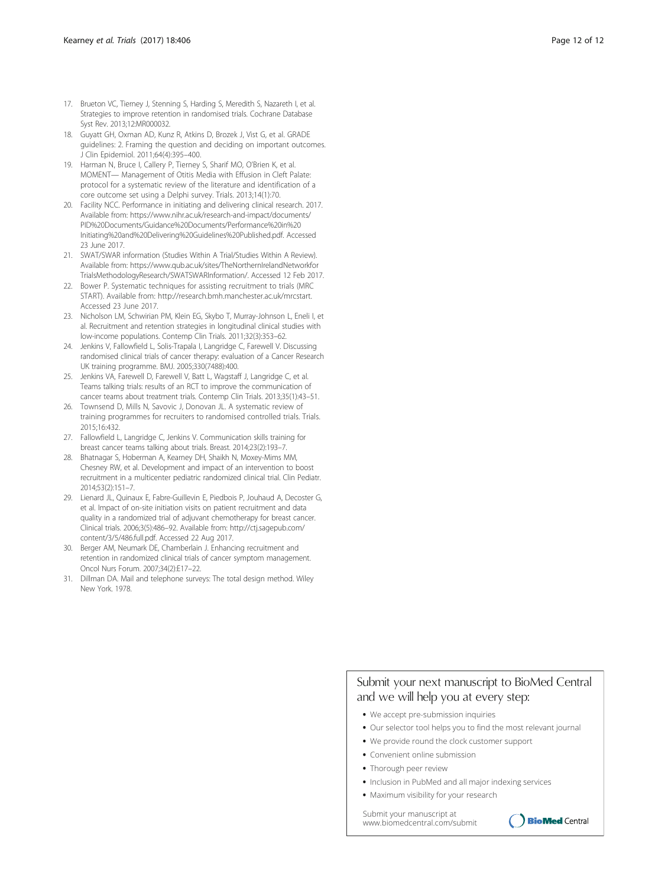17. Brueton VC, Tierney J, Stenning S, Harding S, Meredith S, Nazareth I, et al. Strategies to improve retention in randomised trials. Cochrane Database Syst Rev. 2013;12:MR000032.
18. Guyatt GH, Oxman AD, Kunz R, Atkins D, Brozek J, Vist G, et al. GRADE guidelines: 2. Framing the question and deciding on important outcomes. J Clin Epidemiol. 2011;64(4):395–400.
19. Harman N, Bruce I, Callery P, Tierney S, Sharif MO, O'Brien K, et al. MOMENT— Management of Otitis Media with Effusion in Cleft Palate: protocol for a systematic review of the literature and identification of a core outcome set using a Delphi survey. Trials. 2013;14(1):70.
20. Facility NCC. Performance in initiating and delivering clinical research. 2017. Available from: https://www.nihr.ac.uk/research-and-impact/documents/PID%20Documents/Guidance%20Documents/Performance%20in%20Initiating%20and%20Delivering%20Guidelines%20Published.pdf. Accessed 23 June 2017.
21. SWAT/SWAR information (Studies Within A Trial/Studies Within A Review). Available from: https://www.qub.ac.uk/sites/TheNorthernIrelandNetworkforTrialsMethodologyResearch/SWATSWARInformation/. Accessed 12 Feb 2017.
22. Bower P. Systematic techniques for assisting recruitment to trials (MRC START). Available from: http://research.bmh.manchester.ac.uk/mrcstart. Accessed 23 June 2017.
23. Nicholson LM, Schwirian PM, Klein EG, Skybo T, Murray-Johnson L, Eneli I, et al. Recruitment and retention strategies in longitudinal clinical studies with low-income populations. Contemp Clin Trials. 2011;32(3):353–62.
24. Jenkins V, Fallowfield L, Solis-Trapala I, Langridge C, Farewell V. Discussing randomised clinical trials of cancer therapy: evaluation of a Cancer Research UK training programme. BMJ. 2005;330(7488):400.
25. Jenkins VA, Farewell D, Farewell V, Batt L, Wagstaff J, Langridge C, et al. Teams talking trials: results of an RCT to improve the communication of cancer teams about treatment trials. Contemp Clin Trials. 2013;35(1):43–51.
26. Townsend D, Mills N, Savovic J, Donovan JL. A systematic review of training programmes for recruiters to randomised controlled trials. Trials. 2015;16:432.
27. Fallowfield L, Langridge C, Jenkins V. Communication skills training for breast cancer teams talking about trials. Breast. 2014;23(2):193–7.
28. Bhatnagar S, Hoberman A, Kearney DH, Shaikh N, Moxey-Mims MM, Chesney RW, et al. Development and impact of an intervention to boost recruitment in a multicenter pediatric randomized clinical trial. Clin Pediatr. 2014;53(2):151–7.
29. Lienard JL, Quinaux E, Fabre-Guillevin E, Piedbois P, Jouhaud A, Decoster G, et al. Impact of on-site initiation visits on patient recruitment and data quality in a randomized trial of adjuvant chemotherapy for breast cancer. Clinical trials. 2006;3(5):486–92. Available from: http://ctj.sagepub.com/content/3/5/486.full.pdf. Accessed 22 Aug 2017.
30. Berger AM, Neumark DE, Chamberlain J. Enhancing recruitment and retention in randomized clinical trials of cancer symptom management. Oncol Nurs Forum. 2007;34(2):E17–22.
31. Dillman DA. Mail and telephone surveys: The total design method. Wiley New York. 1978.

Submit your next manuscript to BioMed Central and we will help you at every step:

- We accept pre-submission inquiries
- Our selector tool helps you to find the most relevant journal
- We provide round the clock customer support
- Convenient online submission
- Thorough peer review
- Inclusion in PubMed and all major indexing services
- Maximum visibility for your research

Submit your manuscript at www.biomedcentral.com/submit

BioMed Central